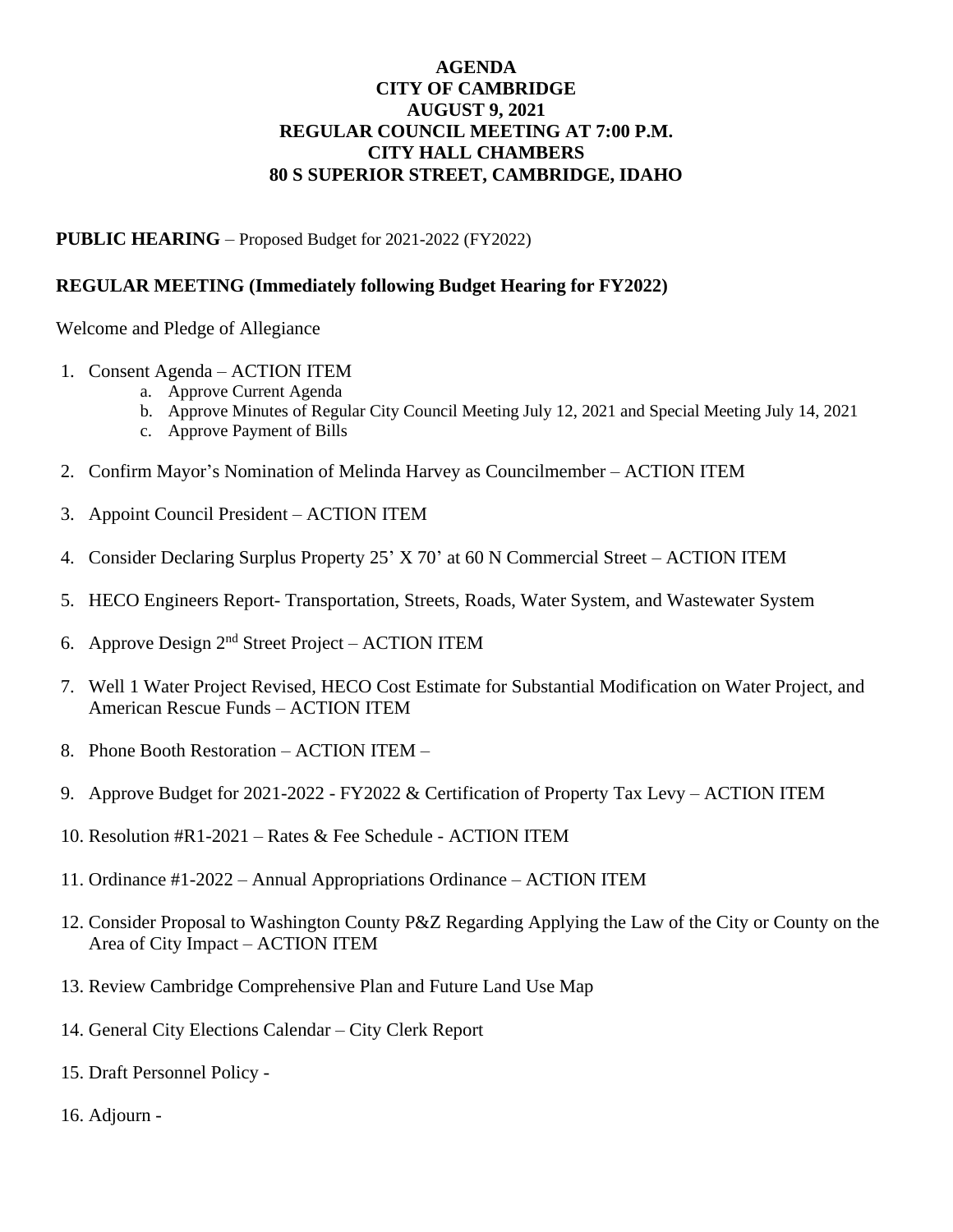# AGENDA
# CITY OF CAMBRIDGE
# AUGUST 9, 2021
# REGULAR COUNCIL MEETING AT 7:00 P.M.
# CITY HALL CHAMBERS
# 80 S SUPERIOR STREET, CAMBRIDGE, IDAHO

**PUBLIC HEARING** – Proposed Budget for 2021-2022 (FY2022)

**REGULAR MEETING (Immediately following Budget Hearing for FY2022)**

Welcome and Pledge of Allegiance

1. Consent Agenda – ACTION ITEM
   a. Approve Current Agenda
   b. Approve Minutes of Regular City Council Meeting July 12, 2021 and Special Meeting July 14, 2021
   c. Approve Payment of Bills
2. Confirm Mayor's Nomination of Melinda Harvey as Councilmember – ACTION ITEM
3. Appoint Council President – ACTION ITEM
4. Consider Declaring Surplus Property 25' X 70' at 60 N Commercial Street – ACTION ITEM
5. HECO Engineers Report- Transportation, Streets, Roads, Water System, and Wastewater System
6. Approve Design 2nd Street Project – ACTION ITEM
7. Well 1 Water Project Revised, HECO Cost Estimate for Substantial Modification on Water Project, and American Rescue Funds – ACTION ITEM
8. Phone Booth Restoration – ACTION ITEM –
9. Approve Budget for 2021-2022 - FY2022 & Certification of Property Tax Levy – ACTION ITEM
10. Resolution #R1-2021 – Rates & Fee Schedule - ACTION ITEM
11. Ordinance #1-2022 – Annual Appropriations Ordinance – ACTION ITEM
12. Consider Proposal to Washington County P&Z Regarding Applying the Law of the City or County on the Area of City Impact – ACTION ITEM
13. Review Cambridge Comprehensive Plan and Future Land Use Map
14. General City Elections Calendar – City Clerk Report
15. Draft Personnel Policy -
16. Adjourn -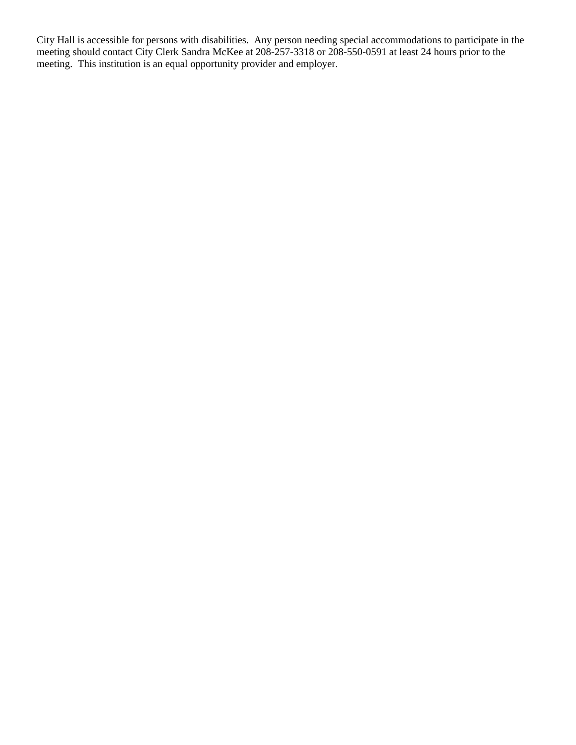City Hall is accessible for persons with disabilities. Any person needing special accommodations to participate in the meeting should contact City Clerk Sandra McKee at 208-257-3318 or 208-550-0591 at least 24 hours prior to the meeting. This institution is an equal opportunity provider and employer.